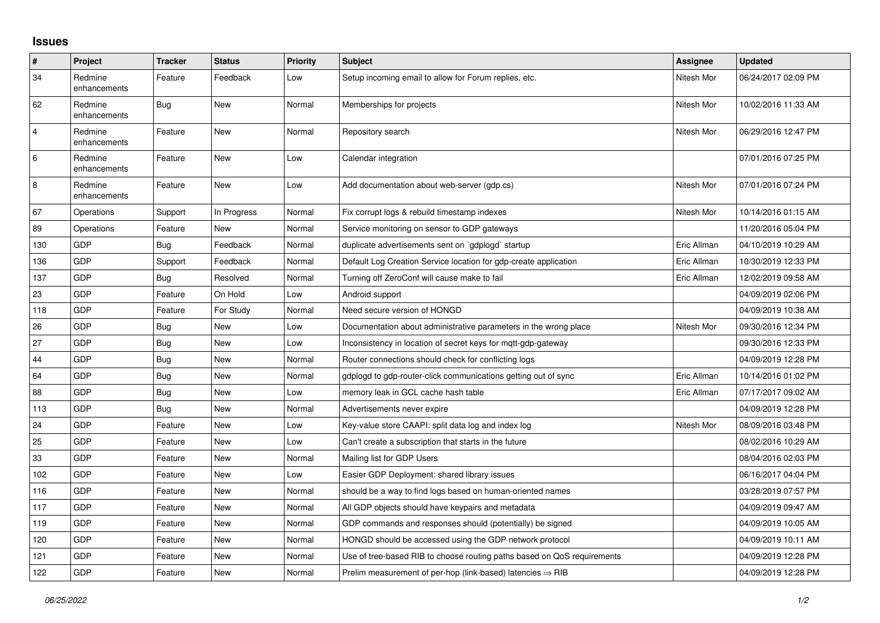# Issues

| # | Project | Tracker | Status | Priority | Subject | Assignee | Updated |
|---|---|---|---|---|---|---|---|
| 34 | Redmine enhancements | Feature | Feedback | Low | Setup incoming email to allow for Forum replies, etc. | Nitesh Mor | 06/24/2017 02:09 PM |
| 62 | Redmine enhancements | Bug | New | Normal | Memberships for projects | Nitesh Mor | 10/02/2016 11:33 AM |
| 4 | Redmine enhancements | Feature | New | Normal | Repository search | Nitesh Mor | 06/29/2016 12:47 PM |
| 6 | Redmine enhancements | Feature | New | Low | Calendar integration | | 07/01/2016 07:25 PM |
| 8 | Redmine enhancements | Feature | New | Low | Add documentation about web-server (gdp.cs) | Nitesh Mor | 07/01/2016 07:24 PM |
| 67 | Operations | Support | In Progress | Normal | Fix corrupt logs & rebuild timestamp indexes | Nitesh Mor | 10/14/2016 01:15 AM |
| 89 | Operations | Feature | New | Normal | Service monitoring on sensor to GDP gateways | | 11/20/2016 05:04 PM |
| 130 | GDP | Bug | Feedback | Normal | duplicate advertisements sent on `gdplogd` startup | Eric Allman | 04/10/2019 10:29 AM |
| 136 | GDP | Support | Feedback | Normal | Default Log Creation Service location for gdp-create application | Eric Allman | 10/30/2019 12:33 PM |
| 137 | GDP | Bug | Resolved | Normal | Turning off ZeroConf will cause make to fail | Eric Allman | 12/02/2019 09:58 AM |
| 23 | GDP | Feature | On Hold | Low | Android support | | 04/09/2019 02:06 PM |
| 118 | GDP | Feature | For Study | Normal | Need secure version of HONGD | | 04/09/2019 10:38 AM |
| 26 | GDP | Bug | New | Low | Documentation about administrative parameters in the wrong place | Nitesh Mor | 09/30/2016 12:34 PM |
| 27 | GDP | Bug | New | Low | Inconsistency in location of secret keys for mqtt-gdp-gateway | | 09/30/2016 12:33 PM |
| 44 | GDP | Bug | New | Normal | Router connections should check for conflicting logs | | 04/09/2019 12:28 PM |
| 64 | GDP | Bug | New | Normal | gdplogd to gdp-router-click communications getting out of sync | Eric Allman | 10/14/2016 01:02 PM |
| 88 | GDP | Bug | New | Low | memory leak in GCL cache hash table | Eric Allman | 07/17/2017 09:02 AM |
| 113 | GDP | Bug | New | Normal | Advertisements never expire | | 04/09/2019 12:28 PM |
| 24 | GDP | Feature | New | Low | Key-value store CAAPI: split data log and index log | Nitesh Mor | 08/09/2016 03:48 PM |
| 25 | GDP | Feature | New | Low | Can't create a subscription that starts in the future | | 08/02/2016 10:29 AM |
| 33 | GDP | Feature | New | Normal | Mailing list for GDP Users | | 08/04/2016 02:03 PM |
| 102 | GDP | Feature | New | Low | Easier GDP Deployment: shared library issues | | 06/16/2017 04:04 PM |
| 116 | GDP | Feature | New | Normal | should be a way to find logs based on human-oriented names | | 03/28/2019 07:57 PM |
| 117 | GDP | Feature | New | Normal | All GDP objects should have keypairs and metadata | | 04/09/2019 09:47 AM |
| 119 | GDP | Feature | New | Normal | GDP commands and responses should (potentially) be signed | | 04/09/2019 10:05 AM |
| 120 | GDP | Feature | New | Normal | HONGD should be accessed using the GDP network protocol | | 04/09/2019 10:11 AM |
| 121 | GDP | Feature | New | Normal | Use of tree-based RIB to choose routing paths based on QoS requirements | | 04/09/2019 12:28 PM |
| 122 | GDP | Feature | New | Normal | Prelim measurement of per-hop (link-based) latencies ⇒ RIB | | 04/09/2019 12:28 PM |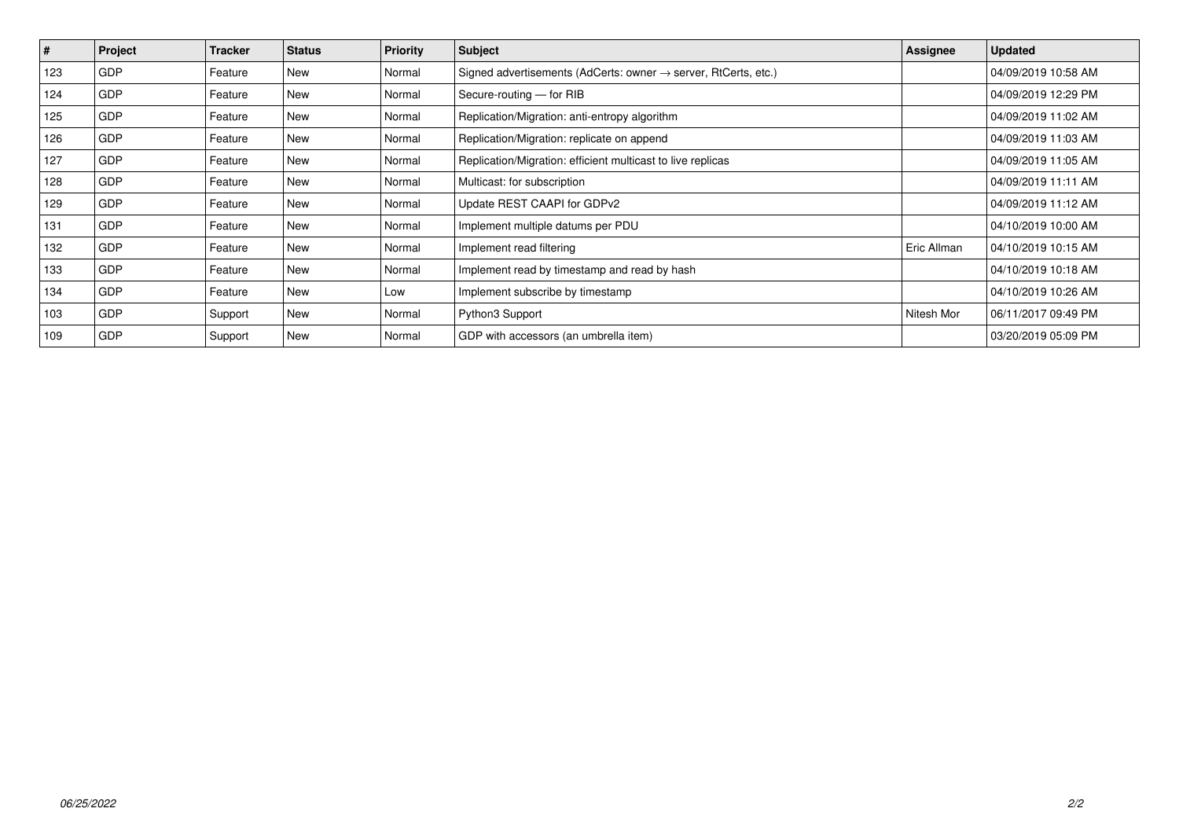| # | Project | Tracker | Status | Priority | Subject | Assignee | Updated |
|---|---|---|---|---|---|---|---|
| 123 | GDP | Feature | New | Normal | Signed advertisements (AdCerts: owner → server, RtCerts, etc.) | | 04/09/2019 10:58 AM |
| 124 | GDP | Feature | New | Normal | Secure-routing — for RIB | | 04/09/2019 12:29 PM |
| 125 | GDP | Feature | New | Normal | Replication/Migration: anti-entropy algorithm | | 04/09/2019 11:02 AM |
| 126 | GDP | Feature | New | Normal | Replication/Migration: replicate on append | | 04/09/2019 11:03 AM |
| 127 | GDP | Feature | New | Normal | Replication/Migration: efficient multicast to live replicas | | 04/09/2019 11:05 AM |
| 128 | GDP | Feature | New | Normal | Multicast: for subscription | | 04/09/2019 11:11 AM |
| 129 | GDP | Feature | New | Normal | Update REST CAAPI for GDPv2 | | 04/09/2019 11:12 AM |
| 131 | GDP | Feature | New | Normal | Implement multiple datums per PDU | | 04/10/2019 10:00 AM |
| 132 | GDP | Feature | New | Normal | Implement read filtering | Eric Allman | 04/10/2019 10:15 AM |
| 133 | GDP | Feature | New | Normal | Implement read by timestamp and read by hash | | 04/10/2019 10:18 AM |
| 134 | GDP | Feature | New | Low | Implement subscribe by timestamp | | 04/10/2019 10:26 AM |
| 103 | GDP | Support | New | Normal | Python3 Support | Nitesh Mor | 06/11/2017 09:49 PM |
| 109 | GDP | Support | New | Normal | GDP with accessors (an umbrella item) | | 03/20/2019 05:09 PM |